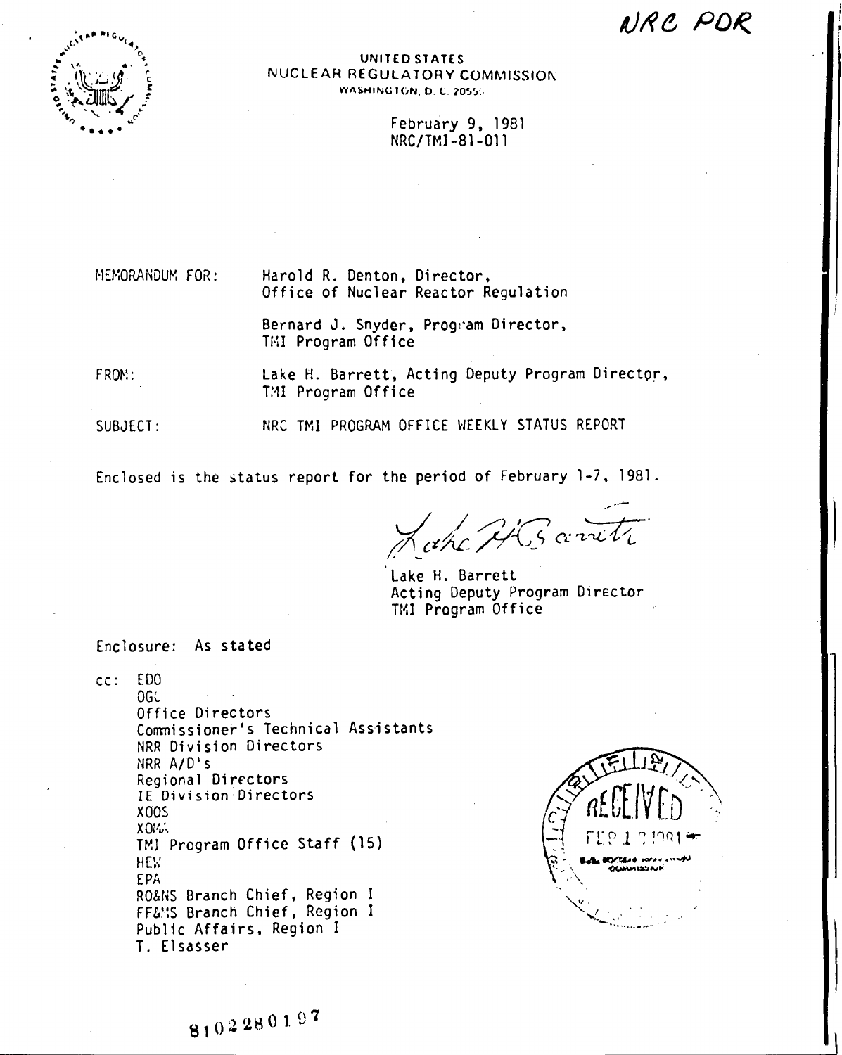NRC PDR

UNITED STATES
NUCLEAR REGULATORY COMMISSION
WASHINGTON, D. C. 20555

February 9, 1981
NRC/TMI-81-011

MEMORANDUM FOR: Harold R. Denton, Director, Office of Nuclear Reactor Regulation

Bernard J. Snyder, Program Director, TMI Program Office

FROM: Lake H. Barrett, Acting Deputy Program Director, TMI Program Office

SUBJECT: NRC TMI PROGRAM OFFICE WEEKLY STATUS REPORT

Enclosed is the status report for the period of February 1-7, 1981.

Lake H. Barrett
Acting Deputy Program Director
TMI Program Office

Enclosure: As stated

cc: EDO
OGC
Office Directors
Commissioner's Technical Assistants
NRR Division Directors
NRR A/D's
Regional Directors
IE Division Directors
XOOS
XOMA
TMI Program Office Staff (15)
HEW
EPA
RO&NS Branch Chief, Region I
FF&MS Branch Chief, Region I
Public Affairs, Region I
T. Elsasser

RECEIVED FEB 1 2 1981

8102280197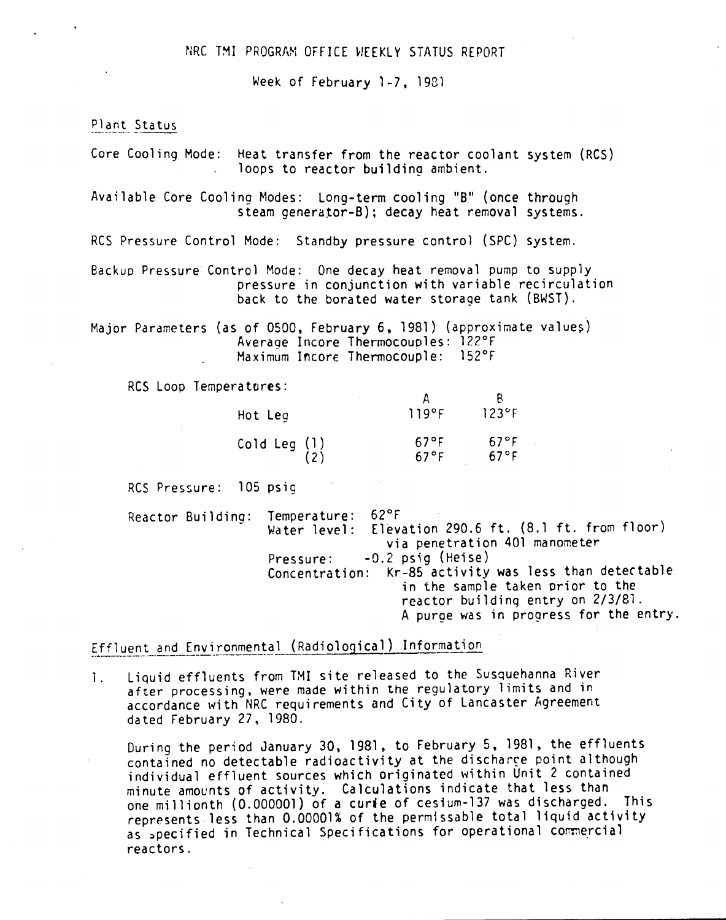# NRC TMI PROGRAM OFFICE WEEKLY STATUS REPORT

Week of February 1-7, 1981

## Plant Status

Core Cooling Mode: Heat transfer from the reactor coolant system (RCS) loops to reactor building ambient.

Available Core Cooling Modes: Long-term cooling "B" (once through steam generator-B); decay heat removal systems.

RCS Pressure Control Mode: Standby pressure control (SPC) system.

Backup Pressure Control Mode: One decay heat removal pump to supply pressure in conjunction with variable recirculation back to the borated water storage tank (BWST).

Major Parameters (as of 0500, February 6, 1981) (approximate values)
Average Incore Thermocouples: 122°F
Maximum Incore Thermocouple: 152°F

RCS Loop Temperatures:

| | A | B |
|---|---|---|
| Hot Leg | 119°F | 123°F |
| Cold Leg (1) | 67°F | 67°F |
| Cold Leg (2) | 67°F | 67°F |

RCS Pressure: 105 psig

Reactor Building: Temperature: 62°F
Water level: Elevation 290.6 ft. (8.1 ft. from floor) via penetration 401 manometer
Pressure: -0.2 psig (Heise)
Concentration: Kr-85 activity was less than detectable in the sample taken prior to the reactor building entry on 2/3/81. A purge was in progress for the entry.

## Effluent and Environmental (Radiological) Information

1. Liquid effluents from TMI site released to the Susquehanna River after processing, were made within the regulatory limits and in accordance with NRC requirements and City of Lancaster Agreement dated February 27, 1980.

   During the period January 30, 1981, to February 5, 1981, the effluents contained no detectable radioactivity at the discharge point although individual effluent sources which originated within Unit 2 contained minute amounts of activity. Calculations indicate that less than one millionth (0.000001) of a curie of cesium-137 was discharged. This represents less than 0.00001% of the permissable total liquid activity as specified in Technical Specifications for operational commercial reactors.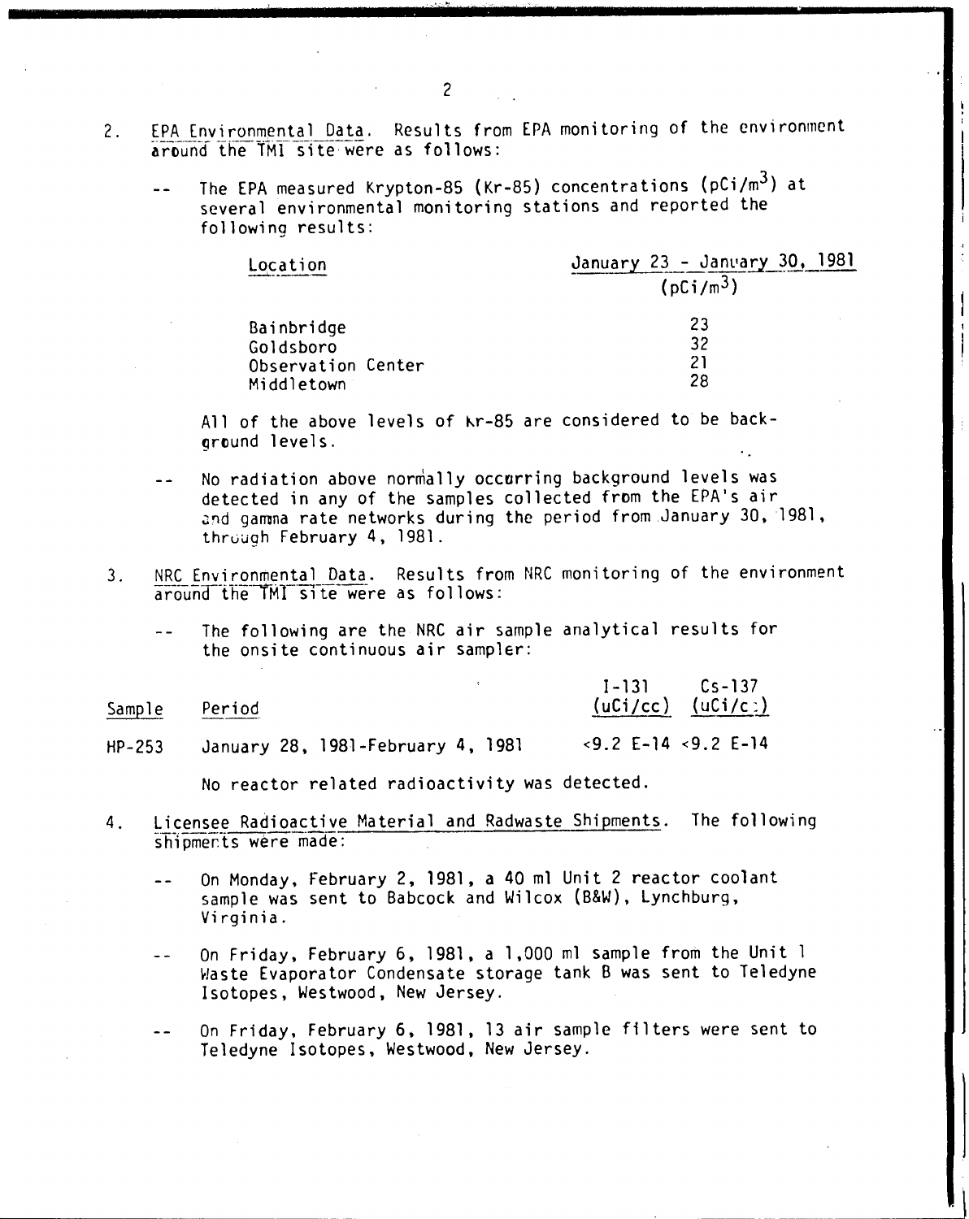2. <u>EPA Environmental Data</u>. Results from EPA monitoring of the environment around the TMI site were as follows:

   -- The EPA measured Krypton-85 (Kr-85) concentrations ($pCi/m^3$) at several environmental monitoring stations and reported the following results:

   | Location | January 23 - January 30, 1981 ($pCi/m^3$) |
   |---|---|
   | Bainbridge | 23 |
   | Goldsboro | 32 |
   | Observation Center | 21 |
   | Middletown | 28 |

   All of the above levels of Kr-85 are considered to be background levels.

   -- No radiation above normally occurring background levels was detected in any of the samples collected from the EPA's air and gamma rate networks during the period from January 30, 1981, through February 4, 1981.

3. <u>NRC Environmental Data</u>. Results from NRC monitoring of the environment around the TMI site were as follows:

   -- The following are the NRC air sample analytical results for the onsite continuous air sampler:

   | Sample | Period | I-131 (uCi/cc) | Cs-137 (uCi/cc) |
   |---|---|---|---|
   | HP-253 | January 28, 1981-February 4, 1981 | <9.2 E-14 | <9.2 E-14 |

   No reactor related radioactivity was detected.

4. <u>Licensee Radioactive Material and Radwaste Shipments</u>. The following shipments were made:

   -- On Monday, February 2, 1981, a 40 ml Unit 2 reactor coolant sample was sent to Babcock and Wilcox (B&W), Lynchburg, Virginia.

   -- On Friday, February 6, 1981, a 1,000 ml sample from the Unit 1 Waste Evaporator Condensate storage tank B was sent to Teledyne Isotopes, Westwood, New Jersey.

   -- On Friday, February 6, 1981, 13 air sample filters were sent to Teledyne Isotopes, Westwood, New Jersey.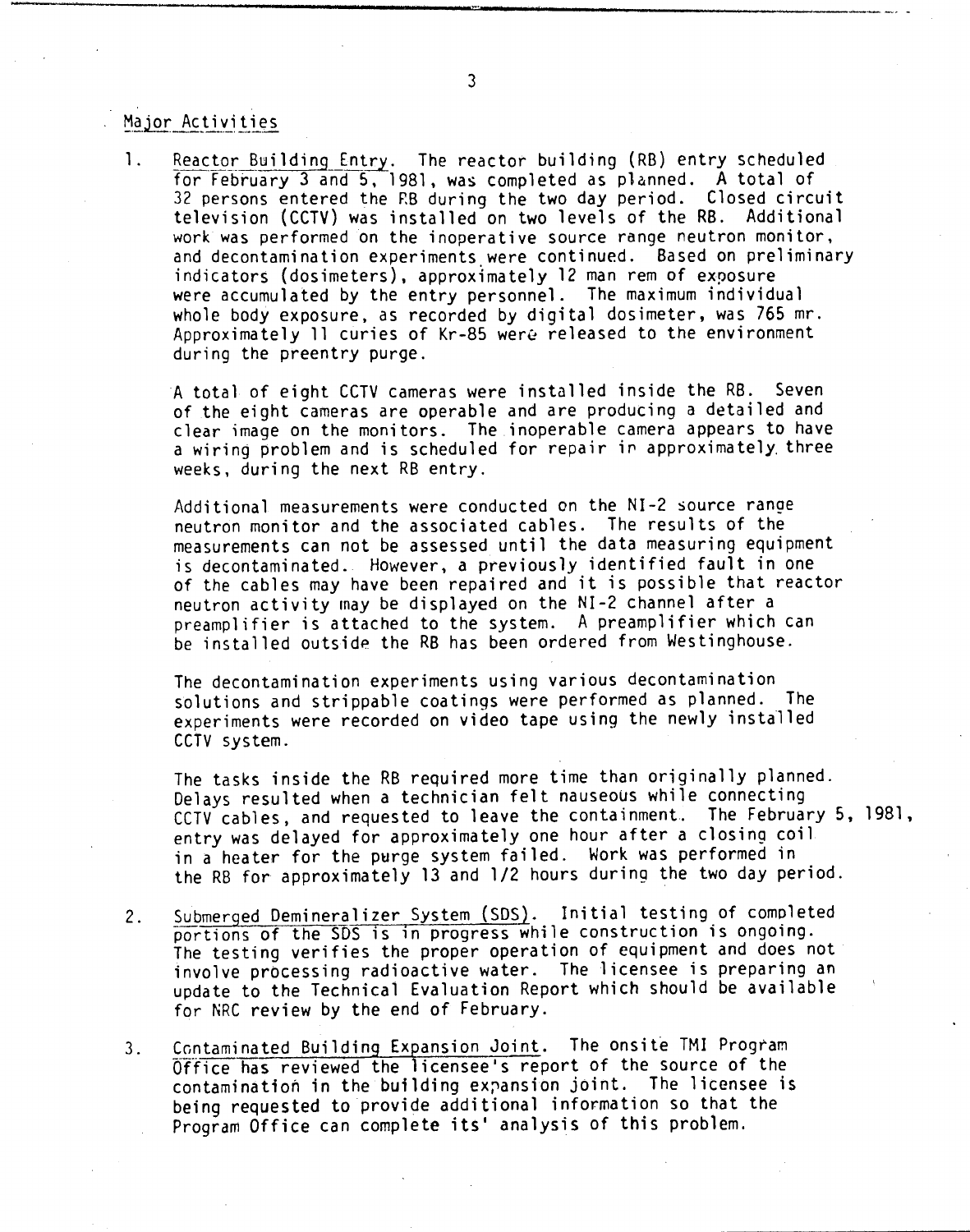## Major Activities

1. Reactor Building Entry. The reactor building (RB) entry scheduled for February 3 and 5, 1981, was completed as planned. A total of 32 persons entered the RB during the two day period. Closed circuit television (CCTV) was installed on two levels of the RB. Additional work was performed on the inoperative source range neutron monitor, and decontamination experiments were continued. Based on preliminary indicators (dosimeters), approximately 12 man rem of exposure were accumulated by the entry personnel. The maximum individual whole body exposure, as recorded by digital dosimeter, was 765 mr. Approximately 11 curies of Kr-85 were released to the environment during the preentry purge.

   A total of eight CCTV cameras were installed inside the RB. Seven of the eight cameras are operable and are producing a detailed and clear image on the monitors. The inoperable camera appears to have a wiring problem and is scheduled for repair in approximately three weeks, during the next RB entry.

   Additional measurements were conducted on the NI-2 source range neutron monitor and the associated cables. The results of the measurements can not be assessed until the data measuring equipment is decontaminated. However, a previously identified fault in one of the cables may have been repaired and it is possible that reactor neutron activity may be displayed on the NI-2 channel after a preamplifier is attached to the system. A preamplifier which can be installed outside the RB has been ordered from Westinghouse.

   The decontamination experiments using various decontamination solutions and strippable coatings were performed as planned. The experiments were recorded on video tape using the newly installed CCTV system.

   The tasks inside the RB required more time than originally planned. Delays resulted when a technician felt nauseous while connecting CCTV cables, and requested to leave the containment. The February 5, 1981, entry was delayed for approximately one hour after a closing coil in a heater for the purge system failed. Work was performed in the RB for approximately 13 and 1/2 hours during the two day period.

2. Submerged Demineralizer System (SDS). Initial testing of completed portions of the SDS is in progress while construction is ongoing. The testing verifies the proper operation of equipment and does not involve processing radioactive water. The licensee is preparing an update to the Technical Evaluation Report which should be available for NRC review by the end of February.

3. Contaminated Building Expansion Joint. The onsite TMI Program Office has reviewed the licensee's report of the source of the contamination in the building expansion joint. The licensee is being requested to provide additional information so that the Program Office can complete its' analysis of this problem.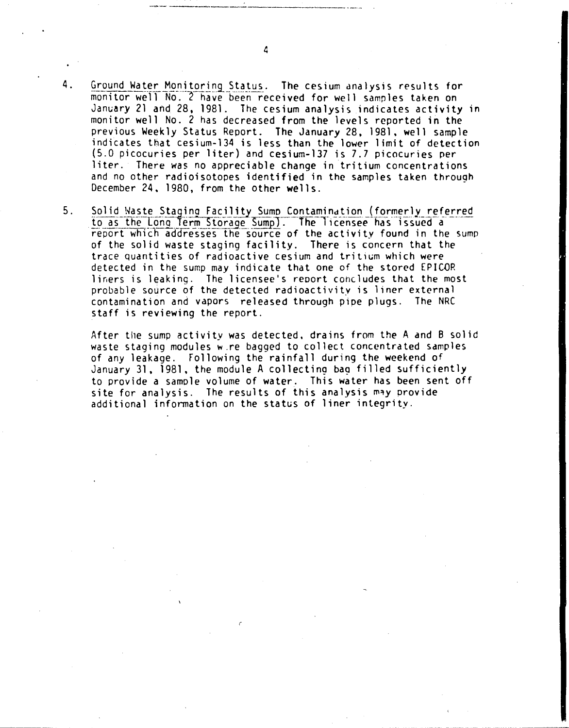4. Ground Water Monitoring Status. The cesium analysis results for monitor well No. 2 have been received for well samples taken on January 21 and 28, 1981. The cesium analysis indicates activity in monitor well No. 2 has decreased from the levels reported in the previous Weekly Status Report. The January 28, 1981, well sample indicates that cesium-134 is less than the lower limit of detection (5.0 picocuries per liter) and cesium-137 is 7.7 picocuries per liter. There was no appreciable change in tritium concentrations and no other radioisotopes identified in the samples taken through December 24, 1980, from the other wells.

5. Solid Waste Staging Facility Sump Contamination (formerly referred to as the Long Term Storage Sump). The licensee has issued a report which addresses the source of the activity found in the sump of the solid waste staging facility. There is concern that the trace quantities of radioactive cesium and tritium which were detected in the sump may indicate that one of the stored EPICOR liners is leaking. The licensee's report concludes that the most probable source of the detected radioactivity is liner external contamination and vapors released through pipe plugs. The NRC staff is reviewing the report.

   After the sump activity was detected, drains from the A and B solid waste staging modules were bagged to collect concentrated samples of any leakage. Following the rainfall during the weekend of January 31, 1981, the module A collecting bag filled sufficiently to provide a sample volume of water. This water has been sent off site for analysis. The results of this analysis may provide additional information on the status of liner integrity.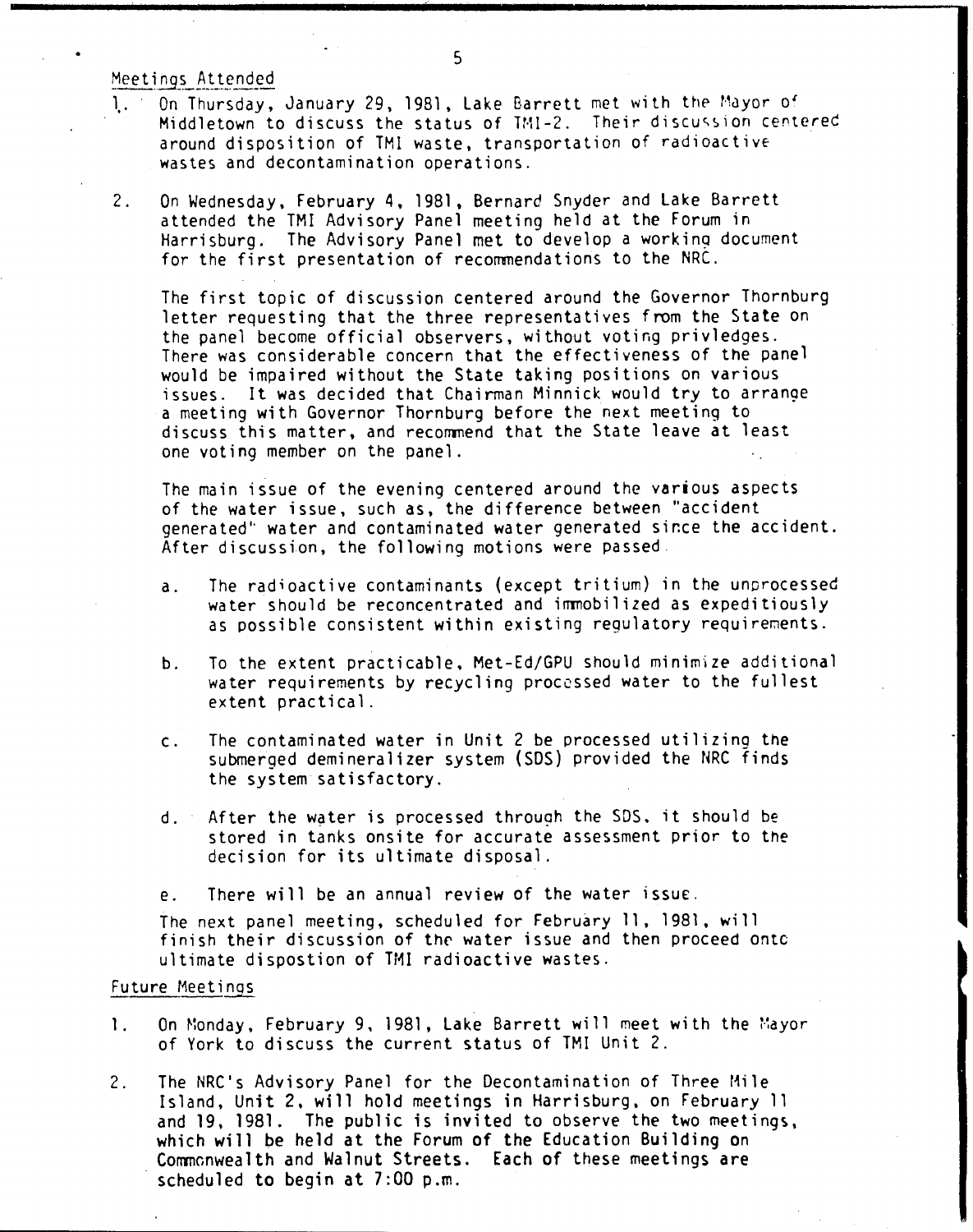Meetings Attended

1. On Thursday, January 29, 1981, Lake Barrett met with the Mayor of Middletown to discuss the status of TMI-2. Their discussion centered around disposition of TMI waste, transportation of radioactive wastes and decontamination operations.

2. On Wednesday, February 4, 1981, Bernard Snyder and Lake Barrett attended the TMI Advisory Panel meeting held at the Forum in Harrisburg. The Advisory Panel met to develop a working document for the first presentation of recommendations to the NRC.

   The first topic of discussion centered around the Governor Thornburg letter requesting that the three representatives from the State on the panel become official observers, without voting privledges. There was considerable concern that the effectiveness of the panel would be impaired without the State taking positions on various issues. It was decided that Chairman Minnick would try to arrange a meeting with Governor Thornburg before the next meeting to discuss this matter, and recommend that the State leave at least one voting member on the panel.

   The main issue of the evening centered around the various aspects of the water issue, such as, the difference between "accident generated" water and contaminated water generated since the accident. After discussion, the following motions were passed

   a. The radioactive contaminants (except tritium) in the unprocessed water should be reconcentrated and immobilized as expeditiously as possible consistent within existing regulatory requirements.

   b. To the extent practicable, Met-Ed/GPU should minimize additional water requirements by recycling processed water to the fullest extent practical.

   c. The contaminated water in Unit 2 be processed utilizing the submerged demineralizer system (SDS) provided the NRC finds the system satisfactory.

   d. After the water is processed through the SDS, it should be stored in tanks onsite for accurate assessment prior to the decision for its ultimate disposal.

   e. There will be an annual review of the water issue.

   The next panel meeting, scheduled for February 11, 1981, will finish their discussion of the water issue and then proceed onto ultimate dispostion of TMI radioactive wastes.

Future Meetings

1. On Monday, February 9, 1981, Lake Barrett will meet with the Mayor of York to discuss the current status of TMI Unit 2.

2. The NRC's Advisory Panel for the Decontamination of Three Mile Island, Unit 2, will hold meetings in Harrisburg, on February 11 and 19, 1981. The public is invited to observe the two meetings, which will be held at the Forum of the Education Building on Commonwealth and Walnut Streets. Each of these meetings are scheduled to begin at 7:00 p.m.